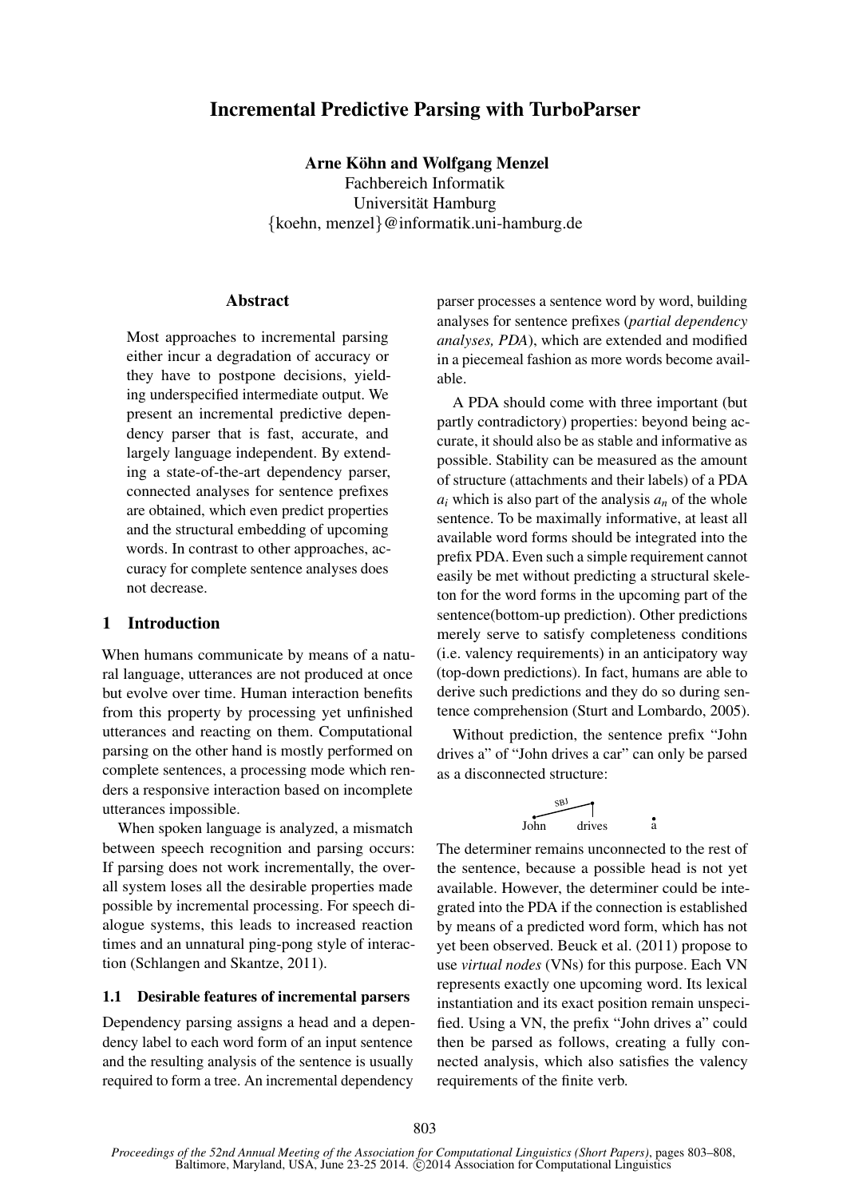# Incremental Predictive Parsing with TurboParser

**Arne Köhn and Wolfgang Menzel**
Fachbereich Informatik
Universität Hamburg
{koehn, menzel}@informatik.uni-hamburg.de

## Abstract

Most approaches to incremental parsing either incur a degradation of accuracy or they have to postpone decisions, yielding underspecified intermediate output. We present an incremental predictive dependency parser that is fast, accurate, and largely language independent. By extending a state-of-the-art dependency parser, connected analyses for sentence prefixes are obtained, which even predict properties and the structural embedding of upcoming words. In contrast to other approaches, accuracy for complete sentence analyses does not decrease.

## 1 Introduction

When humans communicate by means of a natural language, utterances are not produced at once but evolve over time. Human interaction benefits from this property by processing yet unfinished utterances and reacting on them. Computational parsing on the other hand is mostly performed on complete sentences, a processing mode which renders a responsive interaction based on incomplete utterances impossible.

When spoken language is analyzed, a mismatch between speech recognition and parsing occurs: If parsing does not work incrementally, the overall system loses all the desirable properties made possible by incremental processing. For speech dialogue systems, this leads to increased reaction times and an unnatural ping-pong style of interaction (Schlangen and Skantze, 2011).

### 1.1 Desirable features of incremental parsers

Dependency parsing assigns a head and a dependency label to each word form of an input sentence and the resulting analysis of the sentence is usually required to form a tree. An incremental dependency parser processes a sentence word by word, building analyses for sentence prefixes (*partial dependency analyses, PDA*), which are extended and modified in a piecemeal fashion as more words become available.

A PDA should come with three important (but partly contradictory) properties: beyond being accurate, it should also be as stable and informative as possible. Stability can be measured as the amount of structure (attachments and their labels) of a PDA $a_i$ which is also part of the analysis $a_n$ of the whole sentence. To be maximally informative, at least all available word forms should be integrated into the prefix PDA. Even such a simple requirement cannot easily be met without predicting a structural skeleton for the word forms in the upcoming part of the sentence(bottom-up prediction). Other predictions merely serve to satisfy completeness conditions (i.e. valency requirements) in an anticipatory way (top-down predictions). In fact, humans are able to derive such predictions and they do so during sentence comprehension (Sturt and Lombardo, 2005).

Without prediction, the sentence prefix "John drives a" of "John drives a car" can only be parsed as a disconnected structure:

SBJ
John drives a

The determiner remains unconnected to the rest of the sentence, because a possible head is not yet available. However, the determiner could be integrated into the PDA if the connection is established by means of a predicted word form, which has not yet been observed. Beuck et al. (2011) propose to use *virtual nodes* (VNs) for this purpose. Each VN represents exactly one upcoming word. Its lexical instantiation and its exact position remain unspecified. Using a VN, the prefix "John drives a" could then be parsed as follows, creating a fully connected analysis, which also satisfies the valency requirements of the finite verb.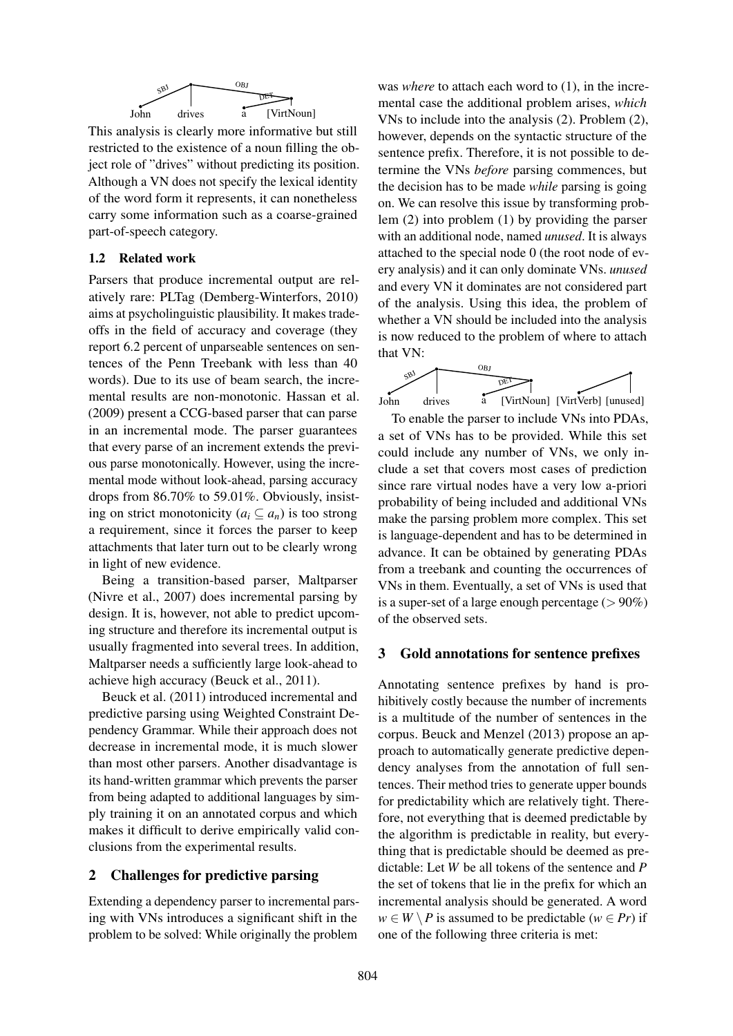This analysis is clearly more informative but still restricted to the existence of a noun filling the object role of "drives" without predicting its position. Although a VN does not specify the lexical identity of the word form it represents, it can nonetheless carry some information such as a coarse-grained part-of-speech category.

### 1.2 Related work

Parsers that produce incremental output are relatively rare: PLTag (Demberg-Winterfors, 2010) aims at psycholinguistic plausibility. It makes tradeoffs in the field of accuracy and coverage (they report 6.2 percent of unparseable sentences on sentences of the Penn Treebank with less than 40 words). Due to its use of beam search, the incremental results are non-monotonic. Hassan et al. (2009) present a CCG-based parser that can parse in an incremental mode. The parser guarantees that every parse of an increment extends the previous parse monotonically. However, using the incremental mode without look-ahead, parsing accuracy drops from 86.70% to 59.01%. Obviously, insisting on strict monotonicity ($a_i \subseteq a_n$) is too strong a requirement, since it forces the parser to keep attachments that later turn out to be clearly wrong in light of new evidence.

Being a transition-based parser, Maltparser (Nivre et al., 2007) does incremental parsing by design. It is, however, not able to predict upcoming structure and therefore its incremental output is usually fragmented into several trees. In addition, Maltparser needs a sufficiently large look-ahead to achieve high accuracy (Beuck et al., 2011).

Beuck et al. (2011) introduced incremental and predictive parsing using Weighted Constraint Dependency Grammar. While their approach does not decrease in incremental mode, it is much slower than most other parsers. Another disadvantage is its hand-written grammar which prevents the parser from being adapted to additional languages by simply training it on an annotated corpus and which makes it difficult to derive empirically valid conclusions from the experimental results.

## 2 Challenges for predictive parsing

Extending a dependency parser to incremental parsing with VNs introduces a significant shift in the problem to be solved: While originally the problem was *where* to attach each word to (1), in the incremental case the additional problem arises, *which* VNs to include into the analysis (2). Problem (2), however, depends on the syntactic structure of the sentence prefix. Therefore, it is not possible to determine the VNs *before* parsing commences, but the decision has to be made *while* parsing is going on. We can resolve this issue by transforming problem (2) into problem (1) by providing the parser with an additional node, named *unused*. It is always attached to the special node 0 (the root node of every analysis) and it can only dominate VNs. *unused* and every VN it dominates are not considered part of the analysis. Using this idea, the problem of whether a VN should be included into the analysis is now reduced to the problem of where to attach that VN:

To enable the parser to include VNs into PDAs, a set of VNs has to be provided. While this set could include any number of VNs, we only include a set that covers most cases of prediction since rare virtual nodes have a very low a-priori probability of being included and additional VNs make the parsing problem more complex. This set is language-dependent and has to be determined in advance. It can be obtained by generating PDAs from a treebank and counting the occurrences of VNs in them. Eventually, a set of VNs is used that is a super-set of a large enough percentage ($> 90\%$) of the observed sets.

## 3 Gold annotations for sentence prefixes

Annotating sentence prefixes by hand is prohibitively costly because the number of increments is a multitude of the number of sentences in the corpus. Beuck and Menzel (2013) propose an approach to automatically generate predictive dependency analyses from the annotation of full sentences. Their method tries to generate upper bounds for predictability which are relatively tight. Therefore, not everything that is deemed predictable by the algorithm is predictable in reality, but everything that is predictable should be deemed as predictable: Let $W$ be all tokens of the sentence and $P$ the set of tokens that lie in the prefix for which an incremental analysis should be generated. A word $w \in W \setminus P$ is assumed to be predictable ($w \in Pr$) if one of the following three criteria is met: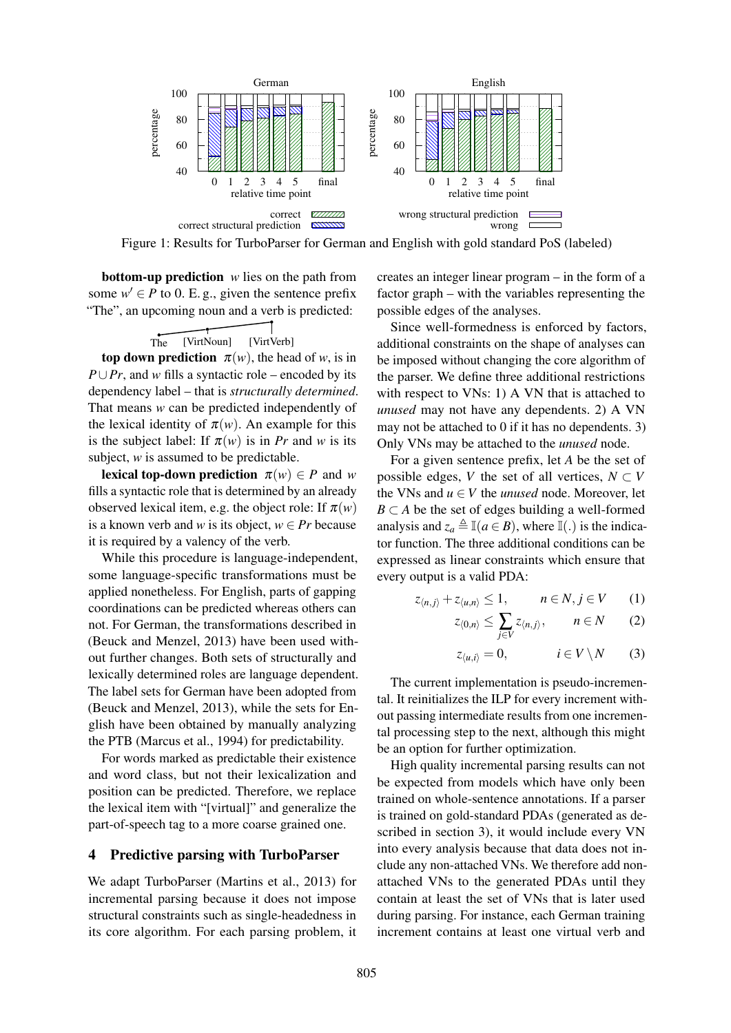Figure 1: Results for TurboParser for German and English with gold standard PoS (labeled)

**bottom-up prediction** $w$ lies on the path from some $w' \in P$ to 0. E. g., given the sentence prefix “The”, an upcoming noun and a verb is predicted:

The [VirtNoun] [VirtVerb]

**top down prediction** $\pi(w)$, the head of $w$, is in $P \cup Pr$, and $w$ fills a syntactic role – encoded by its dependency label – that is *structurally determined*. That means $w$ can be predicted independently of the lexical identity of $\pi(w)$. An example for this is the subject label: If $\pi(w)$ is in $Pr$ and $w$ is its subject, $w$ is assumed to be predictable.

**lexical top-down prediction** $\pi(w) \in P$ and $w$ fills a syntactic role that is determined by an already observed lexical item, e.g. the object role: If $\pi(w)$ is a known verb and $w$ is its object, $w \in Pr$ because it is required by a valency of the verb.

While this procedure is language-independent, some language-specific transformations must be applied nonetheless. For English, parts of gapping coordinations can be predicted whereas others can not. For German, the transformations described in (Beuck and Menzel, 2013) have been used without further changes. Both sets of structurally and lexically determined roles are language dependent. The label sets for German have been adopted from (Beuck and Menzel, 2013), while the sets for English have been obtained by manually analyzing the PTB (Marcus et al., 1994) for predictability.

For words marked as predictable their existence and word class, but not their lexicalization and position can be predicted. Therefore, we replace the lexical item with “[virtual]” and generalize the part-of-speech tag to a more coarse grained one.

## 4 Predictive parsing with TurboParser

We adapt TurboParser (Martins et al., 2013) for incremental parsing because it does not impose structural constraints such as single-headedness in its core algorithm. For each parsing problem, it creates an integer linear program – in the form of a factor graph – with the variables representing the possible edges of the analyses.

Since well-formedness is enforced by factors, additional constraints on the shape of analyses can be imposed without changing the core algorithm of the parser. We define three additional restrictions with respect to VNs: 1) A VN that is attached to *unused* may not have any dependents. 2) A VN may not be attached to 0 if it has no dependents. 3) Only VNs may be attached to the *unused* node.

For a given sentence prefix, let $A$ be the set of possible edges, $V$ the set of all vertices, $N \subset V$ the VNs and $u \in V$ the *unused* node. Moreover, let $B \subset A$ be the set of edges building a well-formed analysis and $z_a \triangleq \mathbb{I}(a \in B)$, where $\mathbb{I}(.)$ is the indicator function. The three additional conditions can be expressed as linear constraints which ensure that every output is a valid PDA:

$$z_{\langle n,j \rangle} + z_{\langle u,n \rangle} \leq 1, \qquad n \in N, j \in V \qquad (1)$$

$$z_{\langle 0,n \rangle} \leq \sum_{j \in V} z_{\langle n,j \rangle}, \qquad n \in N \qquad (2)$$

$$z_{\langle u,i \rangle} = 0, \qquad i \in V \setminus N \qquad (3)$$

The current implementation is pseudo-incremental. It reinitializes the ILP for every increment without passing intermediate results from one incremental processing step to the next, although this might be an option for further optimization.

High quality incremental parsing results can not be expected from models which have only been trained on whole-sentence annotations. If a parser is trained on gold-standard PDAs (generated as described in section 3), it would include every VN into every analysis because that data does not include any non-attached VNs. We therefore add non-attached VNs to the generated PDAs until they contain at least the set of VNs that is later used during parsing. For instance, each German training increment contains at least one virtual verb and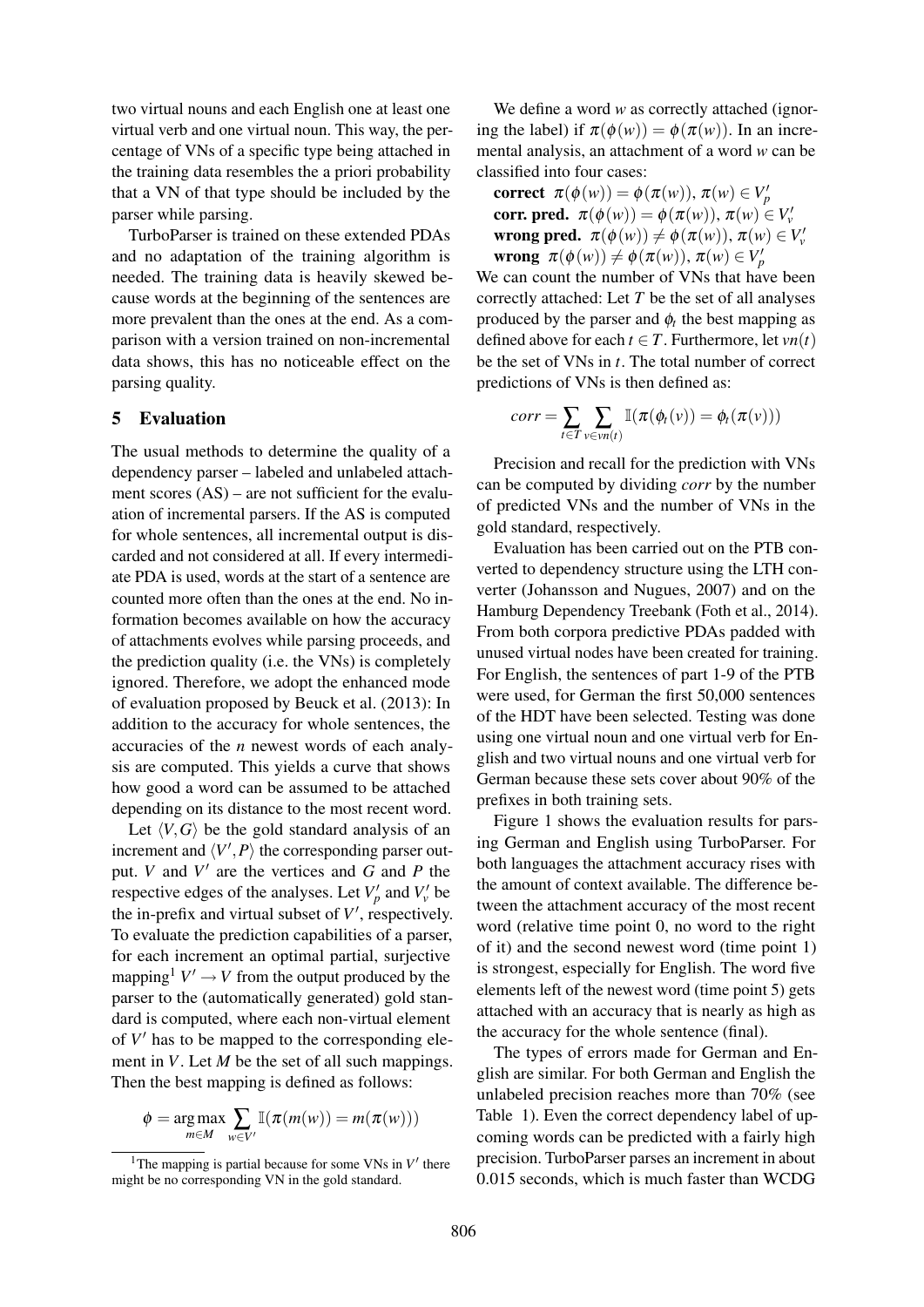two virtual nouns and each English one at least one virtual verb and one virtual noun. This way, the percentage of VNs of a specific type being attached in the training data resembles the a priori probability that a VN of that type should be included by the parser while parsing.

TurboParser is trained on these extended PDAs and no adaptation of the training algorithm is needed. The training data is heavily skewed because words at the beginning of the sentences are more prevalent than the ones at the end. As a comparison with a version trained on non-incremental data shows, this has no noticeable effect on the parsing quality.

## 5 Evaluation

The usual methods to determine the quality of a dependency parser – labeled and unlabeled attachment scores (AS) – are not sufficient for the evaluation of incremental parsers. If the AS is computed for whole sentences, all incremental output is discarded and not considered at all. If every intermediate PDA is used, words at the start of a sentence are counted more often than the ones at the end. No information becomes available on how the accuracy of attachments evolves while parsing proceeds, and the prediction quality (i.e. the VNs) is completely ignored. Therefore, we adopt the enhanced mode of evaluation proposed by Beuck et al. (2013): In addition to the accuracy for whole sentences, the accuracies of the $n$ newest words of each analysis are computed. This yields a curve that shows how good a word can be assumed to be attached depending on its distance to the most recent word.

Let $\langle V, G \rangle$ be the gold standard analysis of an increment and $\langle V', P \rangle$ the corresponding parser output. $V$ and $V'$ are the vertices and $G$ and $P$ the respective edges of the analyses. Let $V'_p$ and $V'_v$ be the in-prefix and virtual subset of $V'$, respectively. To evaluate the prediction capabilities of a parser, for each increment an optimal partial, surjective mapping[1] $V' \rightarrow V$ from the output produced by the parser to the (automatically generated) gold standard is computed, where each non-virtual element of $V'$ has to be mapped to the corresponding element in $V$. Let $M$ be the set of all such mappings. Then the best mapping is defined as follows:

$$\phi = \operatorname*{arg\,max}_{m \in M} \sum_{w \in V'} \mathbb{I}(\pi(m(w)) = m(\pi(w)))$$

[1] The mapping is partial because for some VNs in $V'$ there might be no corresponding VN in the gold standard.

We define a word $w$ as correctly attached (ignoring the label) if $\pi(\phi(w)) = \phi(\pi(w))$. In an incremental analysis, an attachment of a word $w$ can be classified into four cases:

**correct** $\pi(\phi(w)) = \phi(\pi(w))$, $\pi(w) \in V'_p$
**corr. pred.** $\pi(\phi(w)) = \phi(\pi(w))$, $\pi(w) \in V'_v$
**wrong pred.** $\pi(\phi(w)) \neq \phi(\pi(w))$, $\pi(w) \in V'_v$
**wrong** $\pi(\phi(w)) \neq \phi(\pi(w))$, $\pi(w) \in V'_p$

We can count the number of VNs that have been correctly attached: Let $T$ be the set of all analyses produced by the parser and $\phi_t$ the best mapping as defined above for each $t \in T$. Furthermore, let $vn(t)$ be the set of VNs in $t$. The total number of correct predictions of VNs is then defined as:

$$corr = \sum_{t \in T} \sum_{v \in vn(t)} \mathbb{I}(\pi(\phi_t(v)) = \phi_t(\pi(v)))$$

Precision and recall for the prediction with VNs can be computed by dividing $corr$ by the number of predicted VNs and the number of VNs in the gold standard, respectively.

Evaluation has been carried out on the PTB converted to dependency structure using the LTH converter (Johansson and Nugues, 2007) and on the Hamburg Dependency Treebank (Foth et al., 2014). From both corpora predictive PDAs padded with unused virtual nodes have been created for training. For English, the sentences of part 1-9 of the PTB were used, for German the first 50,000 sentences of the HDT have been selected. Testing was done using one virtual noun and one virtual verb for English and two virtual nouns and one virtual verb for German because these sets cover about 90% of the prefixes in both training sets.

Figure 1 shows the evaluation results for parsing German and English using TurboParser. For both languages the attachment accuracy rises with the amount of context available. The difference between the attachment accuracy of the most recent word (relative time point 0, no word to the right of it) and the second newest word (time point 1) is strongest, especially for English. The word five elements left of the newest word (time point 5) gets attached with an accuracy that is nearly as high as the accuracy for the whole sentence (final).

The types of errors made for German and English are similar. For both German and English the unlabeled precision reaches more than 70% (see Table 1). Even the correct dependency label of upcoming words can be predicted with a fairly high precision. TurboParser parses an increment in about 0.015 seconds, which is much faster than WCDG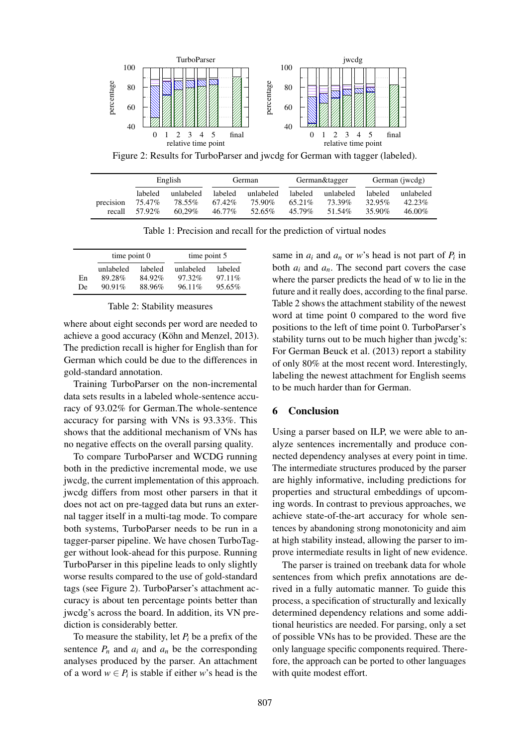Figure 2: Results for TurboParser and jwcdg for German with tagger (labeled).

| | English | | German | | German&tagger | | German (jwcdg) | |
|---|---|---|---|---|---|---|---|---|
| | labeled | unlabeled | labeled | unlabeled | labeled | unlabeled | labeled | unlabeled |
| precision | 75.47% | 78.55% | 67.42% | 75.90% | 65.21% | 73.39% | 32.95% | 42.23% |
| recall | 57.92% | 60,29% | 46.77% | 52.65% | 45.79% | 51.54% | 35.90% | 46.00% |

Table 1: Precision and recall for the prediction of virtual nodes

| | time point 0 | | time point 5 | |
|---|---|---|---|---|
| | unlabeled | labeled | unlabeled | labeled |
| En | 89.28% | 84.92% | 97.32% | 97.11% |
| De | 90.91% | 88.96% | 96.11% | 95.65% |

Table 2: Stability measures

where about eight seconds per word are needed to achieve a good accuracy (Köhn and Menzel, 2013). The prediction recall is higher for English than for German which could be due to the differences in gold-standard annotation.

Training TurboParser on the non-incremental data sets results in a labeled whole-sentence accuracy of 93.02% for German.The whole-sentence accuracy for parsing with VNs is 93.33%. This shows that the additional mechanism of VNs has no negative effects on the overall parsing quality.

To compare TurboParser and WCDG running both in the predictive incremental mode, we use jwcdg, the current implementation of this approach. jwcdg differs from most other parsers in that it does not act on pre-tagged data but runs an external tagger itself in a multi-tag mode. To compare both systems, TurboParser needs to be run in a tagger-parser pipeline. We have chosen TurboTagger without look-ahead for this purpose. Running TurboParser in this pipeline leads to only slightly worse results compared to the use of gold-standard tags (see Figure 2). TurboParser's attachment accuracy is about ten percentage points better than jwcdg's across the board. In addition, its VN prediction is considerably better.

To measure the stability, let $P_i$ be a prefix of the sentence $P_n$ and $a_i$ and $a_n$ be the corresponding analyses produced by the parser. An attachment of a word $w \in P_i$ is stable if either $w$'s head is the same in $a_i$ and $a_n$ or $w$'s head is not part of $P_i$ in both $a_i$ and $a_n$. The second part covers the case where the parser predicts the head of w to lie in the future and it really does, according to the final parse. Table 2 shows the attachment stability of the newest word at time point 0 compared to the word five positions to the left of time point 0. TurboParser's stability turns out to be much higher than jwcdg's: For German Beuck et al. (2013) report a stability of only 80% at the most recent word. Interestingly, labeling the newest attachment for English seems to be much harder than for German.

## 6 Conclusion

Using a parser based on ILP, we were able to analyze sentences incrementally and produce connected dependency analyses at every point in time. The intermediate structures produced by the parser are highly informative, including predictions for properties and structural embeddings of upcoming words. In contrast to previous approaches, we achieve state-of-the-art accuracy for whole sentences by abandoning strong monotonicity and aim at high stability instead, allowing the parser to improve intermediate results in light of new evidence.

The parser is trained on treebank data for whole sentences from which prefix annotations are derived in a fully automatic manner. To guide this process, a specification of structurally and lexically determined dependency relations and some additional heuristics are needed. For parsing, only a set of possible VNs has to be provided. These are the only language specific components required. Therefore, the approach can be ported to other languages with quite modest effort.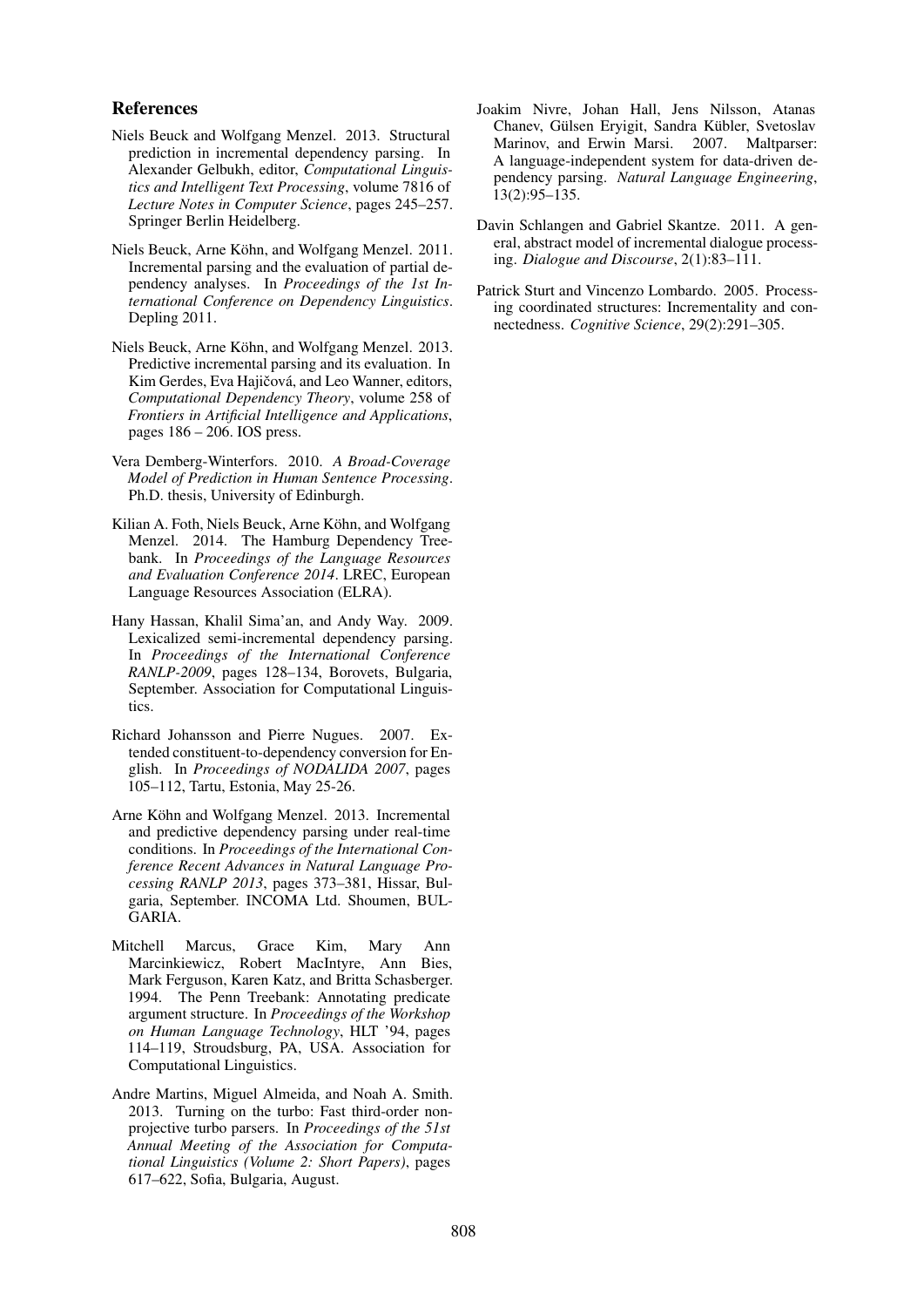## References

Niels Beuck and Wolfgang Menzel. 2013. Structural prediction in incremental dependency parsing. In Alexander Gelbukh, editor, *Computational Linguistics and Intelligent Text Processing*, volume 7816 of *Lecture Notes in Computer Science*, pages 245–257. Springer Berlin Heidelberg.

Niels Beuck, Arne Köhn, and Wolfgang Menzel. 2011. Incremental parsing and the evaluation of partial dependency analyses. In *Proceedings of the 1st International Conference on Dependency Linguistics*. Depling 2011.

Niels Beuck, Arne Köhn, and Wolfgang Menzel. 2013. Predictive incremental parsing and its evaluation. In Kim Gerdes, Eva Hajičová, and Leo Wanner, editors, *Computational Dependency Theory*, volume 258 of *Frontiers in Artificial Intelligence and Applications*, pages 186 – 206. IOS press.

Vera Demberg-Winterfors. 2010. *A Broad-Coverage Model of Prediction in Human Sentence Processing*. Ph.D. thesis, University of Edinburgh.

Kilian A. Foth, Niels Beuck, Arne Köhn, and Wolfgang Menzel. 2014. The Hamburg Dependency Treebank. In *Proceedings of the Language Resources and Evaluation Conference 2014*. LREC, European Language Resources Association (ELRA).

Hany Hassan, Khalil Sima'an, and Andy Way. 2009. Lexicalized semi-incremental dependency parsing. In *Proceedings of the International Conference RANLP-2009*, pages 128–134, Borovets, Bulgaria, September. Association for Computational Linguistics.

Richard Johansson and Pierre Nugues. 2007. Extended constituent-to-dependency conversion for English. In *Proceedings of NODALIDA 2007*, pages 105–112, Tartu, Estonia, May 25-26.

Arne Köhn and Wolfgang Menzel. 2013. Incremental and predictive dependency parsing under real-time conditions. In *Proceedings of the International Conference Recent Advances in Natural Language Processing RANLP 2013*, pages 373–381, Hissar, Bulgaria, September. INCOMA Ltd. Shoumen, BULGARIA.

Mitchell Marcus, Grace Kim, Mary Ann Marcinkiewicz, Robert MacIntyre, Ann Bies, Mark Ferguson, Karen Katz, and Britta Schasberger. 1994. The Penn Treebank: Annotating predicate argument structure. In *Proceedings of the Workshop on Human Language Technology*, HLT '94, pages 114–119, Stroudsburg, PA, USA. Association for Computational Linguistics.

Andre Martins, Miguel Almeida, and Noah A. Smith. 2013. Turning on the turbo: Fast third-order non-projective turbo parsers. In *Proceedings of the 51st Annual Meeting of the Association for Computational Linguistics (Volume 2: Short Papers)*, pages 617–622, Sofia, Bulgaria, August.

Joakim Nivre, Johan Hall, Jens Nilsson, Atanas Chanev, Gülsen Eryigit, Sandra Kübler, Svetoslav Marinov, and Erwin Marsi. 2007. Maltparser: A language-independent system for data-driven dependency parsing. *Natural Language Engineering*, 13(2):95–135.

Davin Schlangen and Gabriel Skantze. 2011. A general, abstract model of incremental dialogue processing. *Dialogue and Discourse*, 2(1):83–111.

Patrick Sturt and Vincenzo Lombardo. 2005. Processing coordinated structures: Incrementality and connectedness. *Cognitive Science*, 29(2):291–305.